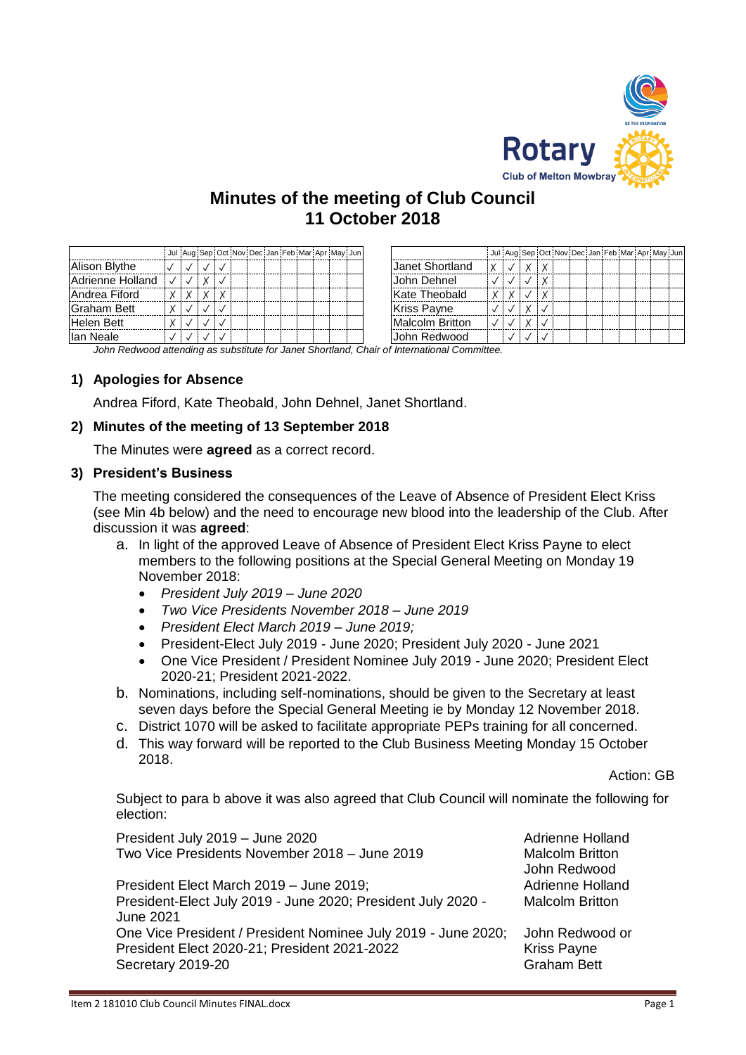Rotary Club of Melton Mowbray

# Minutes of the meeting of Club Council
# 11 October 2018

| | Jul | Aug | Sep | Oct | Nov | Dec | Jan | Feb | Mar | Apr | May | Jun |
|---|---|---|---|---|---|---|---|---|---|---|---|---|
| Alison Blythe | ✓ | ✓ | ✓ | ✓ | | | | | | | | |
| Adrienne Holland | ✓ | ✓ | X | ✓ | | | | | | | | |
| Andrea Fiford | X | X | X | X | | | | | | | | |
| Graham Bett | X | ✓ | ✓ | ✓ | | | | | | | | |
| Helen Bett | X | ✓ | ✓ | ✓ | | | | | | | | |
| Ian Neale | ✓ | ✓ | ✓ | ✓ | | | | | | | | |

| | Jul | Aug | Sep | Oct | Nov | Dec | Jan | Feb | Mar | Apr | May | Jun |
|---|---|---|---|---|---|---|---|---|---|---|---|---|
| Janet Shortland | X | ✓ | X | X | | | | | | | | |
| John Dehnel | ✓ | ✓ | ✓ | X | | | | | | | | |
| Kate Theobald | X | X | ✓ | X | | | | | | | | |
| Kriss Payne | ✓ | ✓ | X | ✓ | | | | | | | | |
| Malcolm Britton | ✓ | ✓ | X | ✓ | | | | | | | | |
| John Redwood | | ✓ | ✓ | ✓ | | | | | | | | |

*John Redwood attending as substitute for Janet Shortland, Chair of International Committee.*

## 1) Apologies for Absence

Andrea Fiford, Kate Theobald, John Dehnel, Janet Shortland.

## 2) Minutes of the meeting of 13 September 2018

The Minutes were **agreed** as a correct record.

## 3) President's Business

The meeting considered the consequences of the Leave of Absence of President Elect Kriss (see Min 4b below) and the need to encourage new blood into the leadership of the Club. After discussion it was **agreed**:

a. In light of the approved Leave of Absence of President Elect Kriss Payne to elect members to the following positions at the Special General Meeting on Monday 19 November 2018:
   - *President July 2019 – June 2020*
   - *Two Vice Presidents November 2018 – June 2019*
   - *President Elect March 2019 – June 2019;*
   - President-Elect July 2019 - June 2020; President July 2020 - June 2021
   - One Vice President / President Nominee July 2019 - June 2020; President Elect 2020-21; President 2021-2022.

b. Nominations, including self-nominations, should be given to the Secretary at least seven days before the Special General Meeting ie by Monday 12 November 2018.

c. District 1070 will be asked to facilitate appropriate PEPs training for all concerned.

d. This way forward will be reported to the Club Business Meeting Monday 15 October 2018.

Action: GB

Subject to para b above it was also agreed that Club Council will nominate the following for election:

| | |
|---|---|
| President July 2019 – June 2020 | Adrienne Holland |
| Two Vice Presidents November 2018 – June 2019 | Malcolm Britton<br>John Redwood |
| President Elect March 2019 – June 2019; | Adrienne Holland |
| President-Elect July 2019 - June 2020; President July 2020 - June 2021 | Malcolm Britton |
| One Vice President / President Nominee July 2019 - June 2020; President Elect 2020-21; President 2021-2022 | John Redwood or Kriss Payne |
| Secretary 2019-20 | Graham Bett |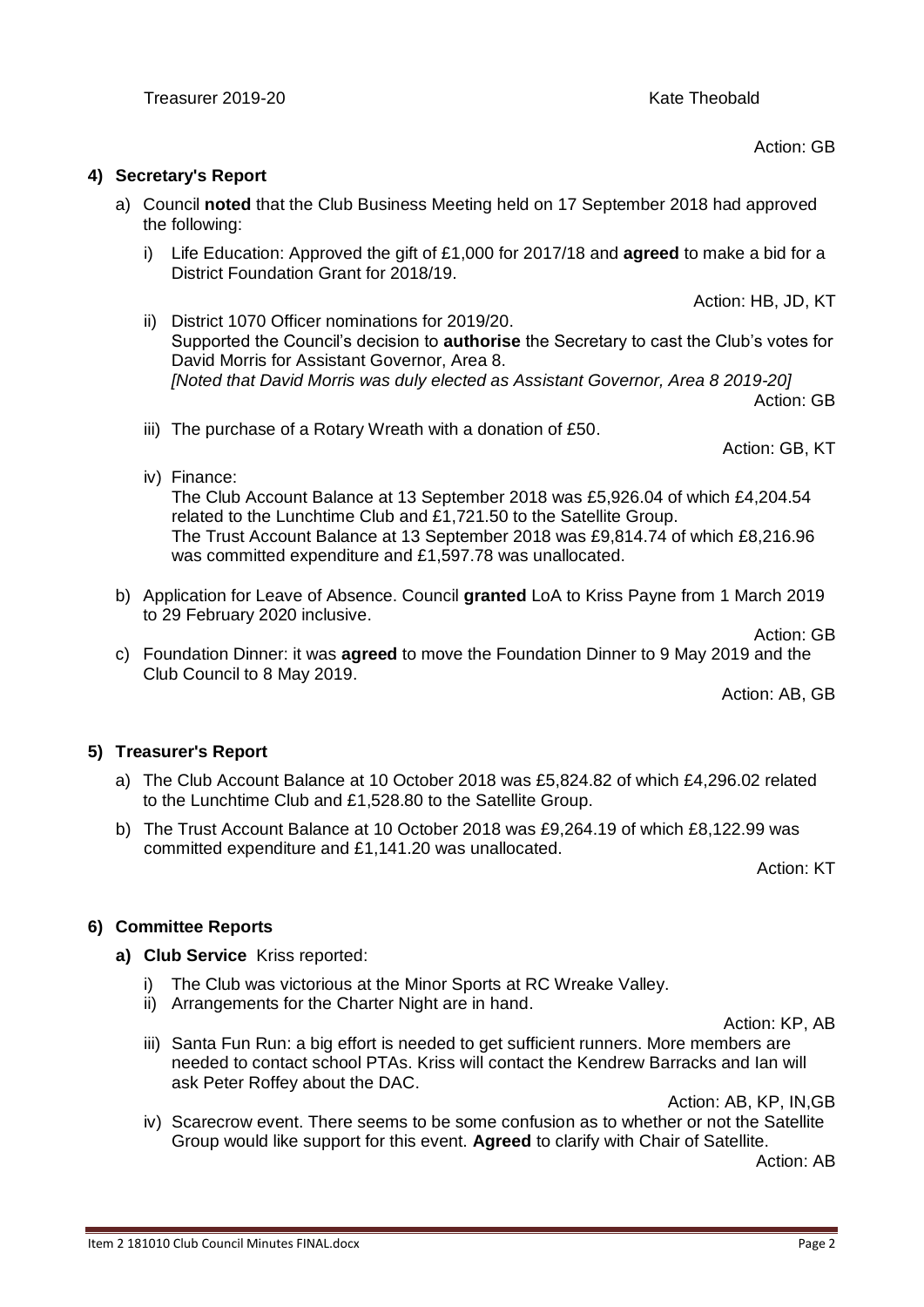Treasurer 2019-20 Kate Theobald

Action: GB

### 4) Secretary's Report

a) Council **noted** that the Club Business Meeting held on 17 September 2018 had approved the following:

   i) Life Education: Approved the gift of £1,000 for 2017/18 and **agreed** to make a bid for a District Foundation Grant for 2018/19.

   Action: HB, JD, KT

   ii) District 1070 Officer nominations for 2019/20.
   Supported the Council's decision to **authorise** the Secretary to cast the Club's votes for David Morris for Assistant Governor, Area 8.
   *[Noted that David Morris was duly elected as Assistant Governor, Area 8 2019-20]*

   Action: GB

   iii) The purchase of a Rotary Wreath with a donation of £50.

   Action: GB, KT

   iv) Finance:
   The Club Account Balance at 13 September 2018 was £5,926.04 of which £4,204.54 related to the Lunchtime Club and £1,721.50 to the Satellite Group.
   The Trust Account Balance at 13 September 2018 was £9,814.74 of which £8,216.96 was committed expenditure and £1,597.78 was unallocated.

b) Application for Leave of Absence. Council **granted** LoA to Kriss Payne from 1 March 2019 to 29 February 2020 inclusive.

Action: GB

c) Foundation Dinner: it was **agreed** to move the Foundation Dinner to 9 May 2019 and the Club Council to 8 May 2019.

Action: AB, GB

### 5) Treasurer's Report

a) The Club Account Balance at 10 October 2018 was £5,824.82 of which £4,296.02 related to the Lunchtime Club and £1,528.80 to the Satellite Group.

b) The Trust Account Balance at 10 October 2018 was £9,264.19 of which £8,122.99 was committed expenditure and £1,141.20 was unallocated.

Action: KT

### 6) Committee Reports

**a) Club Service** Kriss reported:

   i) The Club was victorious at the Minor Sports at RC Wreake Valley.
   ii) Arrangements for the Charter Night are in hand.

   Action: KP, AB

   iii) Santa Fun Run: a big effort is needed to get sufficient runners. More members are needed to contact school PTAs. Kriss will contact the Kendrew Barracks and Ian will ask Peter Roffey about the DAC.

   Action: AB, KP, IN,GB

   iv) Scarecrow event. There seems to be some confusion as to whether or not the Satellite Group would like support for this event. **Agreed** to clarify with Chair of Satellite.

   Action: AB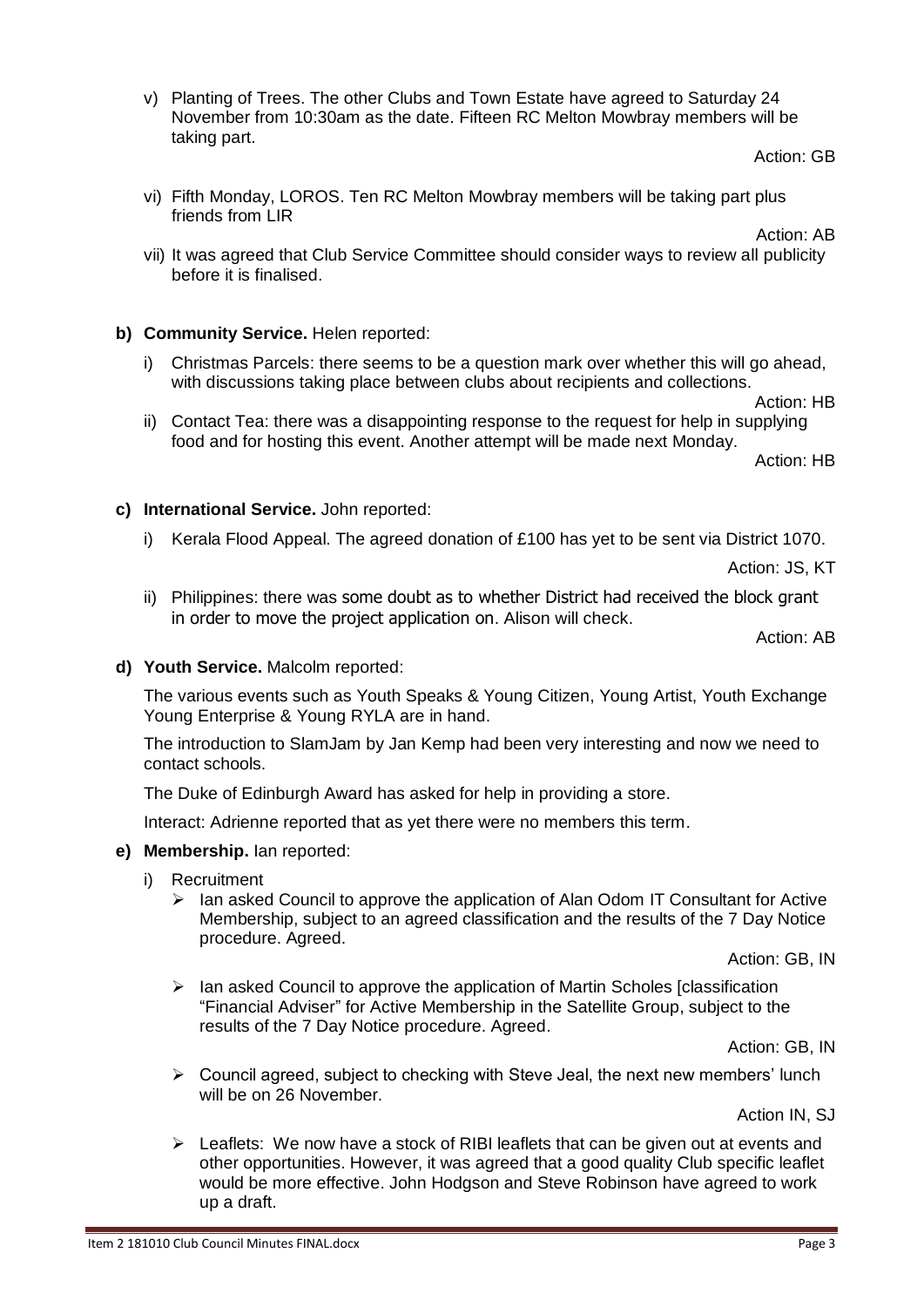v) Planting of Trees. The other Clubs and Town Estate have agreed to Saturday 24 November from 10:30am as the date. Fifteen RC Melton Mowbray members will be taking part.

Action: GB

vi) Fifth Monday, LOROS. Ten RC Melton Mowbray members will be taking part plus friends from LIR

Action: AB

vii) It was agreed that Club Service Committee should consider ways to review all publicity before it is finalised.

**b) Community Service.** Helen reported:

i) Christmas Parcels: there seems to be a question mark over whether this will go ahead, with discussions taking place between clubs about recipients and collections.

Action: HB

ii) Contact Tea: there was a disappointing response to the request for help in supplying food and for hosting this event. Another attempt will be made next Monday.

Action: HB

**c) International Service.** John reported:

i) Kerala Flood Appeal. The agreed donation of £100 has yet to be sent via District 1070.

Action: JS, KT

ii) Philippines: there was some doubt as to whether District had received the block grant in order to move the project application on. Alison will check.

Action: AB

**d) Youth Service.** Malcolm reported:

The various events such as Youth Speaks & Young Citizen, Young Artist, Youth Exchange Young Enterprise & Young RYLA are in hand.

The introduction to SlamJam by Jan Kemp had been very interesting and now we need to contact schools.

The Duke of Edinburgh Award has asked for help in providing a store.

Interact: Adrienne reported that as yet there were no members this term.

**e) Membership.** Ian reported:

i) Recruitment

- Ian asked Council to approve the application of Alan Odom IT Consultant for Active Membership, subject to an agreed classification and the results of the 7 Day Notice procedure. Agreed.

Action: GB, IN

- Ian asked Council to approve the application of Martin Scholes [classification "Financial Adviser" for Active Membership in the Satellite Group, subject to the results of the 7 Day Notice procedure. Agreed.

Action: GB, IN

- Council agreed, subject to checking with Steve Jeal, the next new members' lunch will be on 26 November.

Action IN, SJ

- Leaflets: We now have a stock of RIBI leaflets that can be given out at events and other opportunities. However, it was agreed that a good quality Club specific leaflet would be more effective. John Hodgson and Steve Robinson have agreed to work up a draft.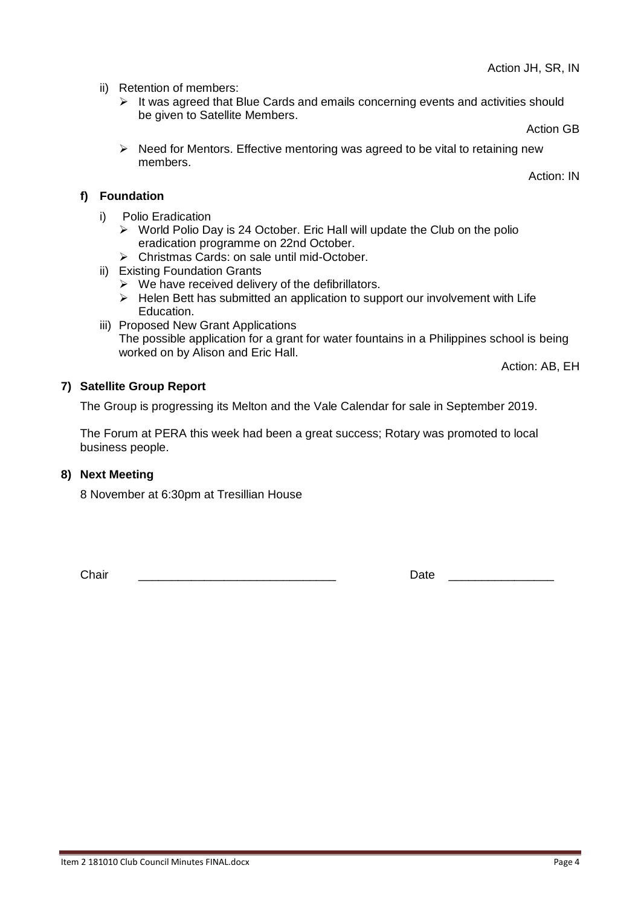Action JH, SR, IN

ii) Retention of members:
   - It was agreed that Blue Cards and emails concerning events and activities should be given to Satellite Members.

   Action GB

   - Need for Mentors. Effective mentoring was agreed to be vital to retaining new members.

   Action: IN

**f) Foundation**

i) Polio Eradication
   - World Polio Day is 24 October. Eric Hall will update the Club on the polio eradication programme on 22nd October.
   - Christmas Cards: on sale until mid-October.

ii) Existing Foundation Grants
   - We have received delivery of the defibrillators.
   - Helen Bett has submitted an application to support our involvement with Life Education.

iii) Proposed New Grant Applications
   The possible application for a grant for water fountains in a Philippines school is being worked on by Alison and Eric Hall.

   Action: AB, EH

## 7) Satellite Group Report

The Group is progressing its Melton and the Vale Calendar for sale in September 2019.

The Forum at PERA this week had been a great success; Rotary was promoted to local business people.

## 8) Next Meeting

8 November at 6:30pm at Tresillian House

Chair ______________________________ Date ________________